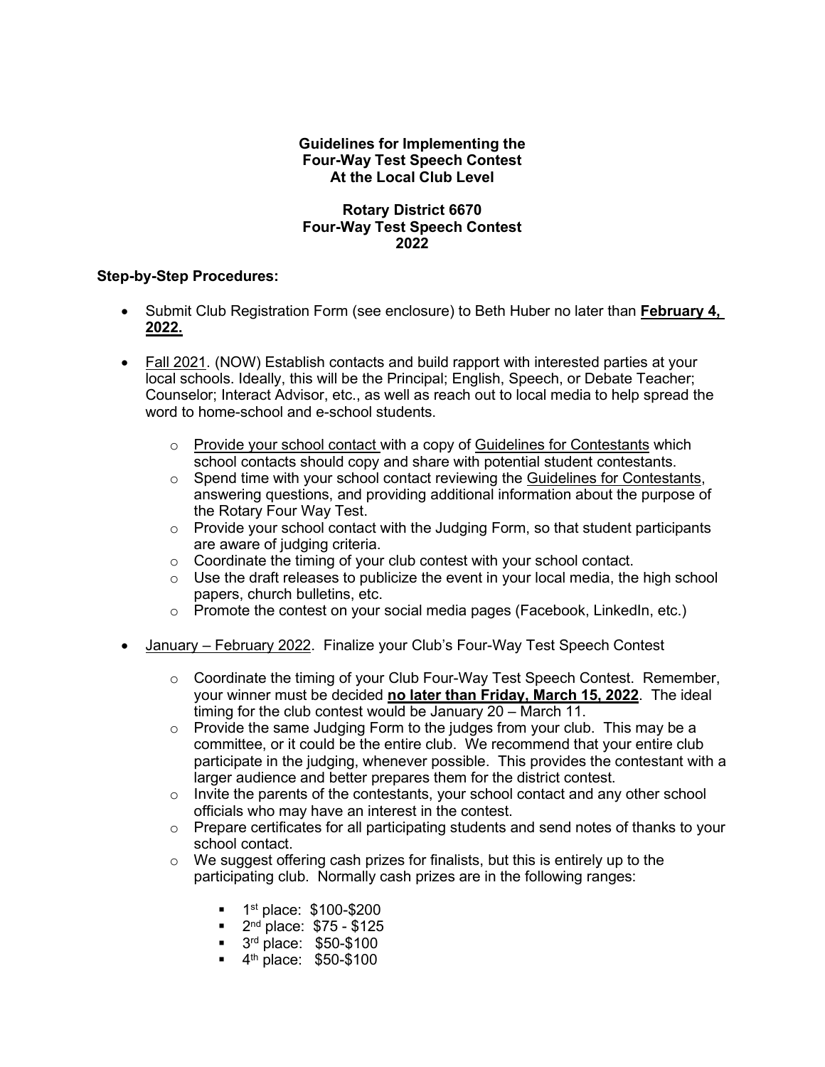**Guidelines for Implementing the**
**Four-Way Test Speech Contest**
**At the Local Club Level**

**Rotary District 6670**
**Four-Way Test Speech Contest**
**2022**

**Step-by-Step Procedures:**

- Submit Club Registration Form (see enclosure) to Beth Huber no later than **February 4, 2022.**

- Fall 2021. (NOW) Establish contacts and build rapport with interested parties at your local schools. Ideally, this will be the Principal; English, Speech, or Debate Teacher; Counselor; Interact Advisor, etc., as well as reach out to local media to help spread the word to home-school and e-school students.
  - Provide your school contact with a copy of Guidelines for Contestants which school contacts should copy and share with potential student contestants.
  - Spend time with your school contact reviewing the Guidelines for Contestants, answering questions, and providing additional information about the purpose of the Rotary Four Way Test.
  - Provide your school contact with the Judging Form, so that student participants are aware of judging criteria.
  - Coordinate the timing of your club contest with your school contact.
  - Use the draft releases to publicize the event in your local media, the high school papers, church bulletins, etc.
  - Promote the contest on your social media pages (Facebook, LinkedIn, etc.)

- January – February 2022. Finalize your Club's Four-Way Test Speech Contest
  - Coordinate the timing of your Club Four-Way Test Speech Contest. Remember, your winner must be decided **no later than Friday, March 15, 2022**. The ideal timing for the club contest would be January 20 – March 11.
  - Provide the same Judging Form to the judges from your club. This may be a committee, or it could be the entire club. We recommend that your entire club participate in the judging, whenever possible. This provides the contestant with a larger audience and better prepares them for the district contest.
  - Invite the parents of the contestants, your school contact and any other school officials who may have an interest in the contest.
  - Prepare certificates for all participating students and send notes of thanks to your school contact.
  - We suggest offering cash prizes for finalists, but this is entirely up to the participating club. Normally cash prizes are in the following ranges:
    - 1st place: $100-$200
    - 2nd place: $75 - $125
    - 3rd place: $50-$100
    - 4th place: $50-$100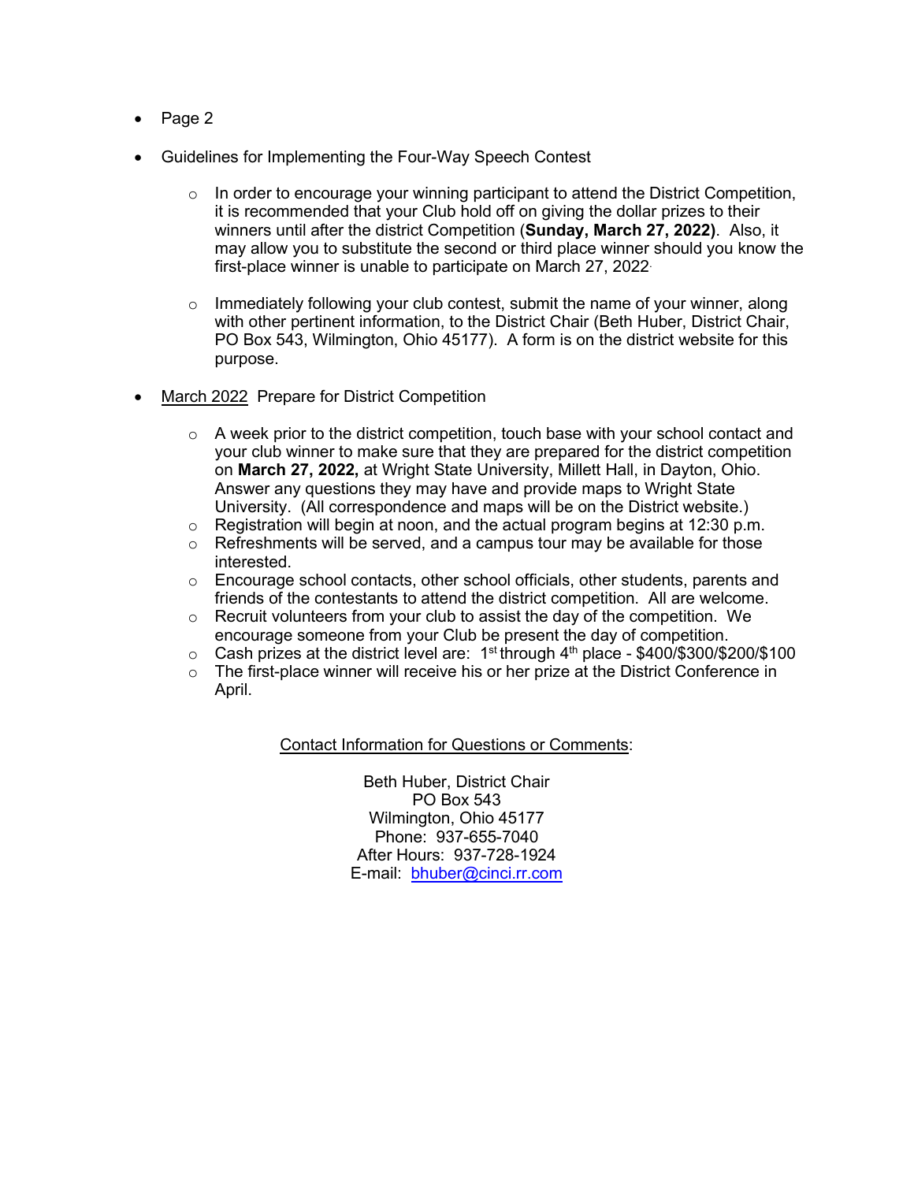- Page 2

- Guidelines for Implementing the Four-Way Speech Contest

    - In order to encourage your winning participant to attend the District Competition, it is recommended that your Club hold off on giving the dollar prizes to their winners until after the district Competition (**Sunday, March 27, 2022)**. Also, it may allow you to substitute the second or third place winner should you know the first-place winner is unable to participate on March 27, 2022.

    - Immediately following your club contest, submit the name of your winner, along with other pertinent information, to the District Chair (Beth Huber, District Chair, PO Box 543, Wilmington, Ohio 45177). A form is on the district website for this purpose.

- <u>March 2022</u> Prepare for District Competition

    - A week prior to the district competition, touch base with your school contact and your club winner to make sure that they are prepared for the district competition on **March 27, 2022,** at Wright State University, Millett Hall, in Dayton, Ohio. Answer any questions they may have and provide maps to Wright State University. (All correspondence and maps will be on the District website.)
    - Registration will begin at noon, and the actual program begins at 12:30 p.m.
    - Refreshments will be served, and a campus tour may be available for those interested.
    - Encourage school contacts, other school officials, other students, parents and friends of the contestants to attend the district competition. All are welcome.
    - Recruit volunteers from your club to assist the day of the competition. We encourage someone from your Club be present the day of competition.
    - Cash prizes at the district level are: 1st through 4th place - $400/$300/$200/$100
    - The first-place winner will receive his or her prize at the District Conference in April.

<u>Contact Information for Questions or Comments</u>:

Beth Huber, District Chair
PO Box 543
Wilmington, Ohio 45177
Phone: 937-655-7040
After Hours: 937-728-1924
E-mail: bhuber@cinci.rr.com